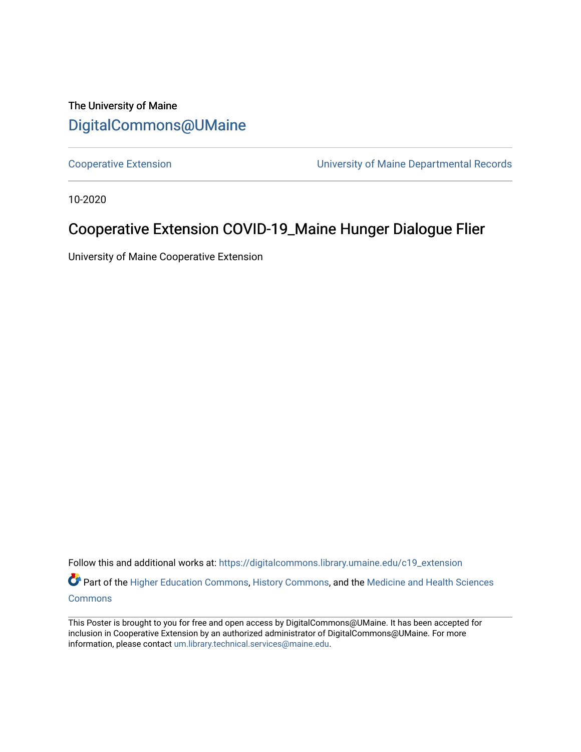The University of Maine

# DigitalCommons@UMaine

Cooperative Extension | University of Maine Departmental Records

10-2020

## Cooperative Extension COVID-19_Maine Hunger Dialogue Flier

University of Maine Cooperative Extension

Follow this and additional works at: https://digitalcommons.library.umaine.edu/c19_extension

Part of the Higher Education Commons, History Commons, and the Medicine and Health Sciences Commons

This Poster is brought to you for free and open access by DigitalCommons@UMaine. It has been accepted for inclusion in Cooperative Extension by an authorized administrator of DigitalCommons@UMaine. For more information, please contact um.library.technical.services@maine.edu.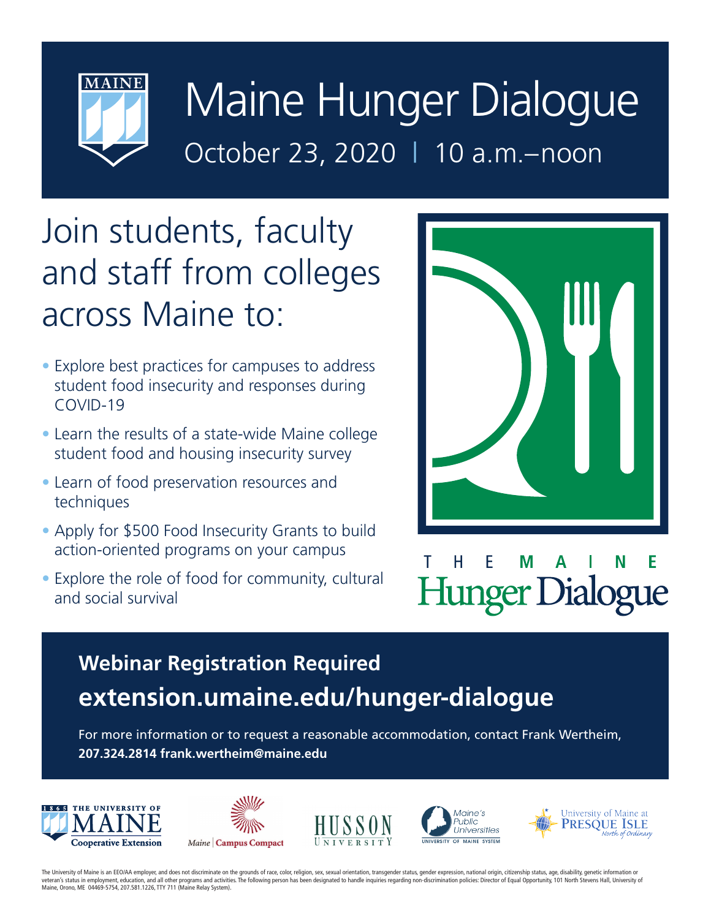# Maine Hunger Dialogue

## October 23, 2020 | 10 a.m.–noon

## Join students, faculty and staff from colleges across Maine to:

- Explore best practices for campuses to address student food insecurity and responses during COVID-19
- Learn the results of a state-wide Maine college student food and housing insecurity survey
- Learn of food preservation resources and techniques
- Apply for $500 Food Insecurity Grants to build action-oriented programs on your campus
- Explore the role of food for community, cultural and social survival

THE MAINE Hunger Dialogue

### Webinar Registration Required

### extension.umaine.edu/hunger-dialogue

For more information or to request a reasonable accommodation, contact Frank Wertheim, **207.324.2814 frank.wertheim@maine.edu**

1865 THE UNIVERSITY OF MAINE Cooperative Extension

Maine | Campus Compact

HUSSON UNIVERSITY

Maine's Public Universities UNIVERSITY OF MAINE SYSTEM

University of Maine at PRESQUE ISLE North of Ordinary

The University of Maine is an EEO/AA employer, and does not discriminate on the grounds of race, color, religion, sex, sexual orientation, transgender status, gender expression, national origin, citizenship status, age, disability, genetic information or veteran's status in employment, education, and all other programs and activities. The following person has been designated to handle inquiries regarding non-discrimination policies: Director of Equal Opportunity, 101 North Stevens Hall, University of Maine, Orono, ME 04469-5754, 207.581.1226, TTY 711 (Maine Relay System).